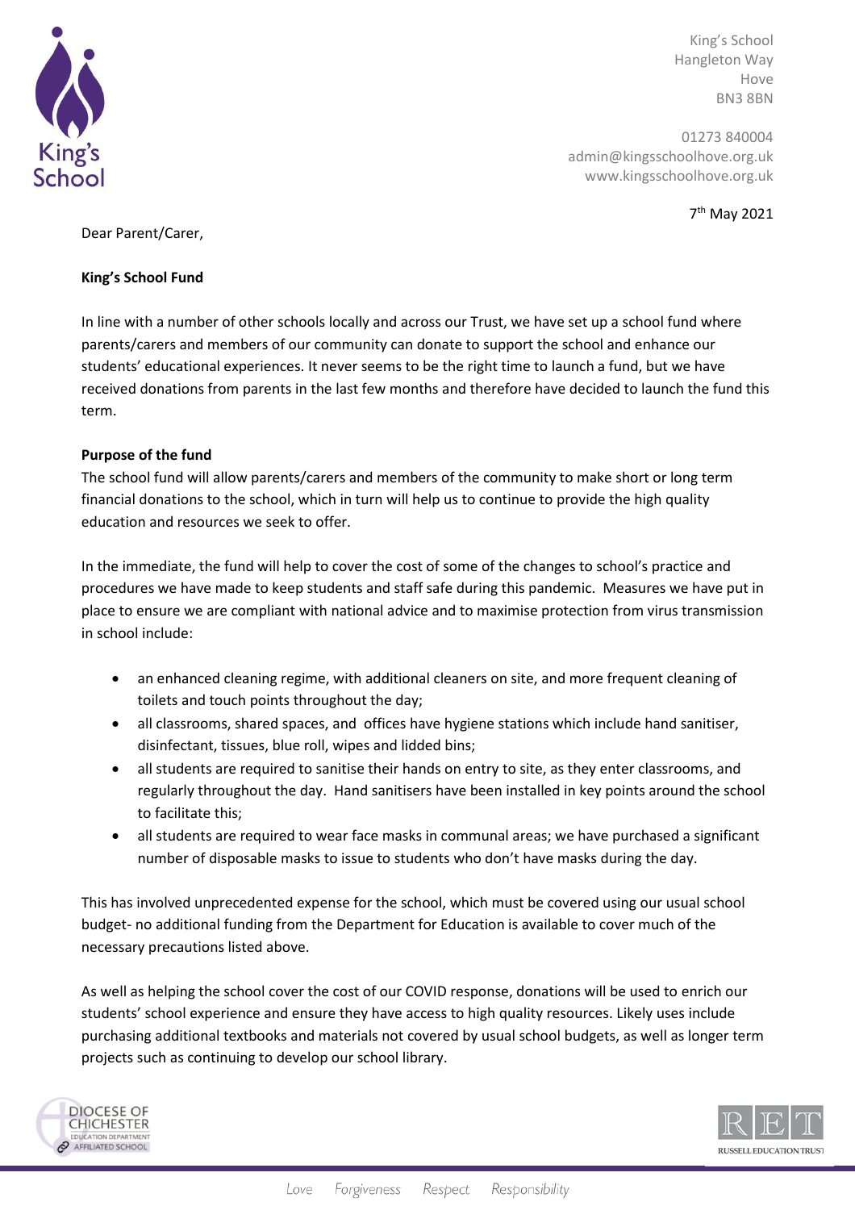King's School
Hangleton Way
Hove
BN3 8BN

01273 840004
admin@kingsschoolhove.org.uk
www.kingsschoolhove.org.uk

7th May 2021

Dear Parent/Carer,

**King's School Fund**

In line with a number of other schools locally and across our Trust, we have set up a school fund where parents/carers and members of our community can donate to support the school and enhance our students' educational experiences. It never seems to be the right time to launch a fund, but we have received donations from parents in the last few months and therefore have decided to launch the fund this term.

**Purpose of the fund**

The school fund will allow parents/carers and members of the community to make short or long term financial donations to the school, which in turn will help us to continue to provide the high quality education and resources we seek to offer.

In the immediate, the fund will help to cover the cost of some of the changes to school's practice and procedures we have made to keep students and staff safe during this pandemic. Measures we have put in place to ensure we are compliant with national advice and to maximise protection from virus transmission in school include:

- an enhanced cleaning regime, with additional cleaners on site, and more frequent cleaning of toilets and touch points throughout the day;
- all classrooms, shared spaces, and offices have hygiene stations which include hand sanitiser, disinfectant, tissues, blue roll, wipes and lidded bins;
- all students are required to sanitise their hands on entry to site, as they enter classrooms, and regularly throughout the day. Hand sanitisers have been installed in key points around the school to facilitate this;
- all students are required to wear face masks in communal areas; we have purchased a significant number of disposable masks to issue to students who don't have masks during the day.

This has involved unprecedented expense for the school, which must be covered using our usual school budget- no additional funding from the Department for Education is available to cover much of the necessary precautions listed above.

As well as helping the school cover the cost of our COVID response, donations will be used to enrich our students' school experience and ensure they have access to high quality resources. Likely uses include purchasing additional textbooks and materials not covered by usual school budgets, as well as longer term projects such as continuing to develop our school library.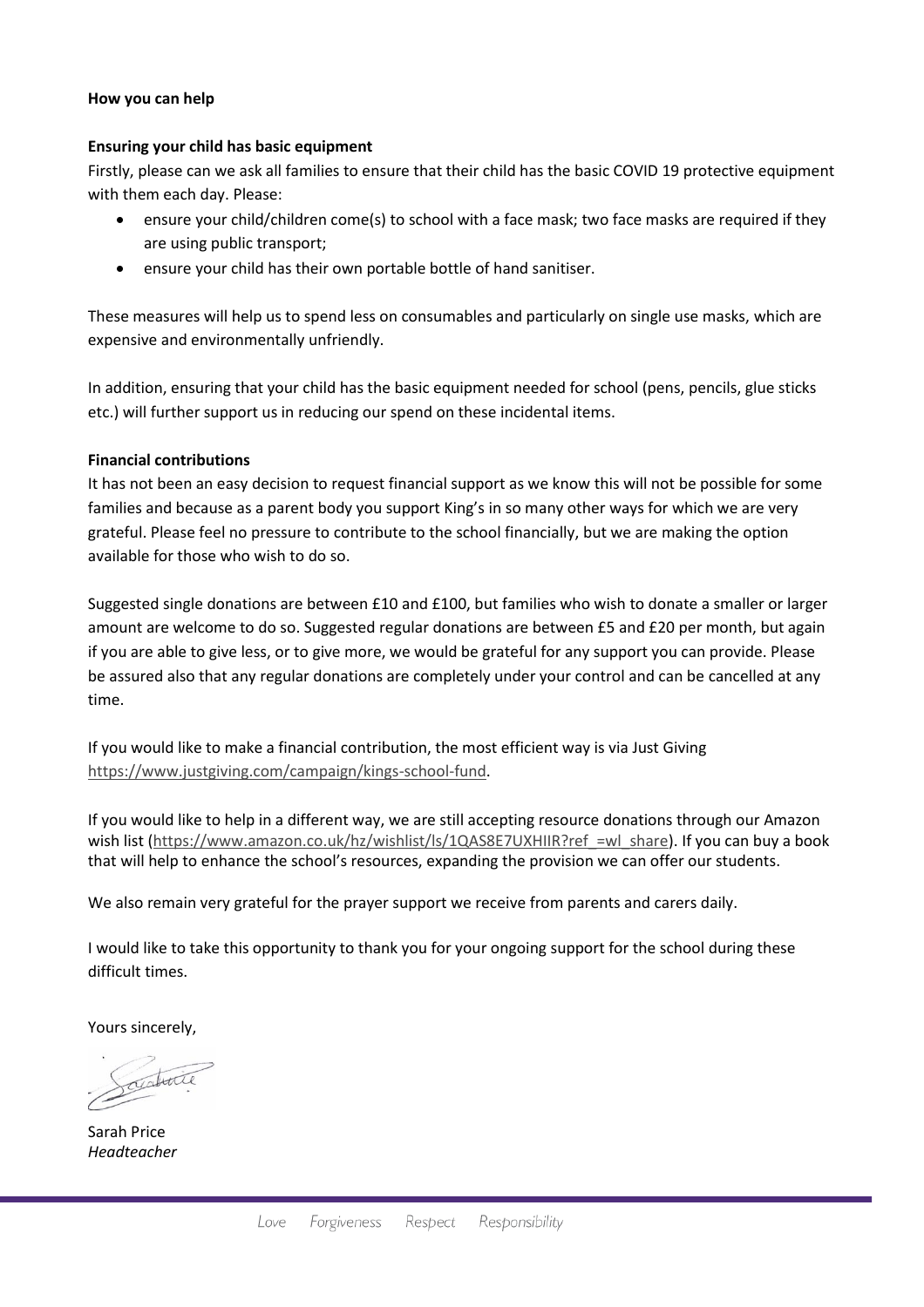**How you can help**

**Ensuring your child has basic equipment**

Firstly, please can we ask all families to ensure that their child has the basic COVID 19 protective equipment with them each day. Please:

- ensure your child/children come(s) to school with a face mask; two face masks are required if they are using public transport;
- ensure your child has their own portable bottle of hand sanitiser.

These measures will help us to spend less on consumables and particularly on single use masks, which are expensive and environmentally unfriendly.

In addition, ensuring that your child has the basic equipment needed for school (pens, pencils, glue sticks etc.) will further support us in reducing our spend on these incidental items.

**Financial contributions**

It has not been an easy decision to request financial support as we know this will not be possible for some families and because as a parent body you support King's in so many other ways for which we are very grateful. Please feel no pressure to contribute to the school financially, but we are making the option available for those who wish to do so.

Suggested single donations are between £10 and £100, but families who wish to donate a smaller or larger amount are welcome to do so. Suggested regular donations are between £5 and £20 per month, but again if you are able to give less, or to give more, we would be grateful for any support you can provide. Please be assured also that any regular donations are completely under your control and can be cancelled at any time.

If you would like to make a financial contribution, the most efficient way is via Just Giving https://www.justgiving.com/campaign/kings-school-fund.

If you would like to help in a different way, we are still accepting resource donations through our Amazon wish list (https://www.amazon.co.uk/hz/wishlist/ls/1QAS8E7UXHIIR?ref_=wl_share). If you can buy a book that will help to enhance the school's resources, expanding the provision we can offer our students.

We also remain very grateful for the prayer support we receive from parents and carers daily.

I would like to take this opportunity to thank you for your ongoing support for the school during these difficult times.

Yours sincerely,

Sarah Price
*Headteacher*

Love Forgiveness Respect Responsibility